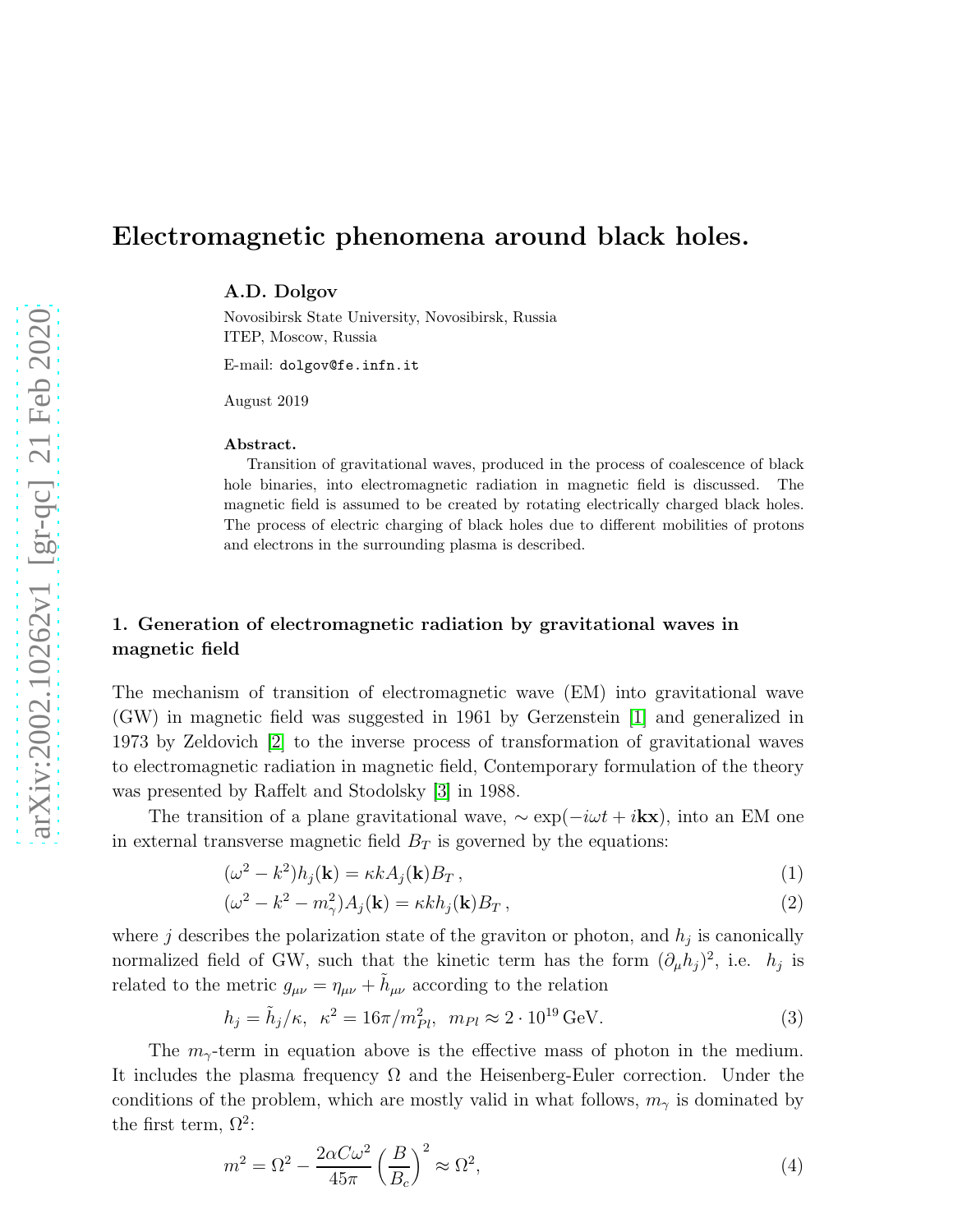# Electromagnetic phenomena around black holes.

**A.D. Dolgov**

Novosibirsk State University, Novosibirsk, Russia
ITEP, Moscow, Russia

E-mail: `dolgov@fe.infn.it`

August 2019

**Abstract.**
Transition of gravitational waves, produced in the process of coalescence of black hole binaries, into electromagnetic radiation in magnetic field is discussed. The magnetic field is assumed to be created by rotating electrically charged black holes. The process of electric charging of black holes due to different mobilities of protons and electrons in the surrounding plasma is described.

## 1. Generation of electromagnetic radiation by gravitational waves in magnetic field

The mechanism of transition of electromagnetic wave (EM) into gravitational wave (GW) in magnetic field was suggested in 1961 by Gerzenstein [1] and generalized in 1973 by Zeldovich [2] to the inverse process of transformation of gravitational waves to electromagnetic radiation in magnetic field, Contemporary formulation of the theory was presented by Raffelt and Stodolsky [3] in 1988.

The transition of a plane gravitational wave, $\sim \exp(-i\omega t + i\mathbf{kx})$, into an EM one in external transverse magnetic field $B_T$ is governed by the equations:

$$(\omega^2 - k^2) h_j(\mathbf{k}) = \kappa k A_j(\mathbf{k}) B_T \,, \tag{1}$$

$$(\omega^2 - k^2 - m_\gamma^2) A_j(\mathbf{k}) = \kappa k h_j(\mathbf{k}) B_T \,, \tag{2}$$

where $j$ describes the polarization state of the graviton or photon, and $h_j$ is canonically normalized field of GW, such that the kinetic term has the form $(\partial_\mu h_j)^2$, i.e. $h_j$ is related to the metric $g_{\mu\nu} = \eta_{\mu\nu} + \tilde{h}_{\mu\nu}$ according to the relation

$$h_j = \tilde{h}_j / \kappa, \;\; \kappa^2 = 16\pi / m_{Pl}^2, \;\; m_{Pl} \approx 2 \cdot 10^{19}\,\text{GeV}. \tag{3}$$

The $m_\gamma$-term in equation above is the effective mass of photon in the medium. It includes the plasma frequency $\Omega$ and the Heisenberg-Euler correction. Under the conditions of the problem, which are mostly valid in what follows, $m_\gamma$ is dominated by the first term, $\Omega^2$:

$$m^2 = \Omega^2 - \frac{2\alpha C \omega^2}{45\pi} \left( \frac{B}{B_c} \right)^2 \approx \Omega^2, \tag{4}$$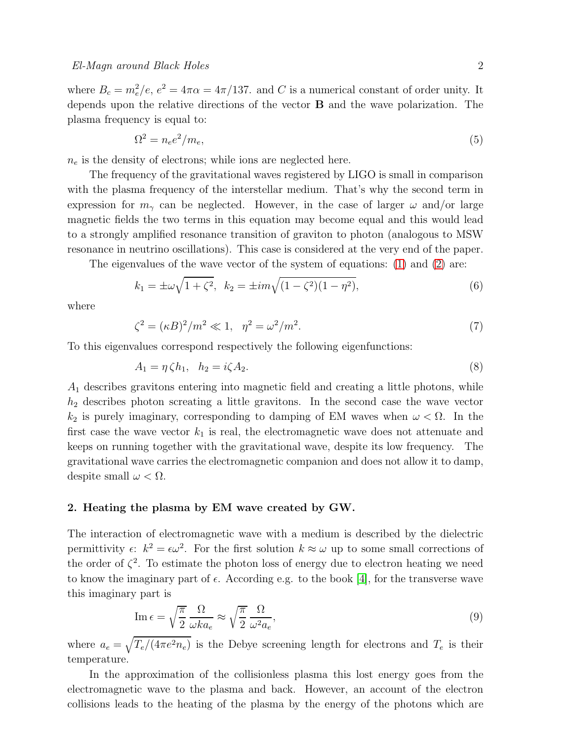where $B_c = m_e^2/e$, $e^2 = 4\pi\alpha = 4\pi/137$. and $C$ is a numerical constant of order unity. It depends upon the relative directions of the vector $\mathbf{B}$ and the wave polarization. The plasma frequency is equal to:

$$\Omega^2 = n_e e^2/m_e, \tag{5}$$

$n_e$ is the density of electrons; while ions are neglected here.

The frequency of the gravitational waves registered by LIGO is small in comparison with the plasma frequency of the interstellar medium. That's why the second term in expression for $m_\gamma$ can be neglected. However, in the case of larger $\omega$ and/or large magnetic fields the two terms in this equation may become equal and this would lead to a strongly amplified resonance transition of graviton to photon (analogous to MSW resonance in neutrino oscillations). This case is considered at the very end of the paper.

The eigenvalues of the wave vector of the system of equations: (1) and (2) are:

$$k_1 = \pm\omega\sqrt{1+\zeta^2}, \quad k_2 = \pm im\sqrt{(1-\zeta^2)(1-\eta^2)}, \tag{6}$$

where

$$\zeta^2 = (\kappa B)^2/m^2 \ll 1, \quad \eta^2 = \omega^2/m^2. \tag{7}$$

To this eigenvalues correspond respectively the following eigenfunctions:

$$A_1 = \eta\,\zeta h_1, \quad h_2 = i\zeta A_2. \tag{8}$$

$A_1$ describes gravitons entering into magnetic field and creating a little photons, while $h_2$ describes photon screating a little gravitons. In the second case the wave vector $k_2$ is purely imaginary, corresponding to damping of EM waves when $\omega < \Omega$. In the first case the wave vector $k_1$ is real, the electromagnetic wave does not attenuate and keeps on running together with the gravitational wave, despite its low frequency. The gravitational wave carries the electromagnetic companion and does not allow it to damp, despite small $\omega < \Omega$.

## 2. Heating the plasma by EM wave created by GW.

The interaction of electromagnetic wave with a medium is described by the dielectric permittivity $\epsilon$: $k^2 = \epsilon\omega^2$. For the first solution $k \approx \omega$ up to some small corrections of the order of $\zeta^2$. To estimate the photon loss of energy due to electron heating we need to know the imaginary part of $\epsilon$. According e.g. to the book [4], for the transverse wave this imaginary part is

$$\mathrm{Im}\,\epsilon = \sqrt{\frac{\pi}{2}}\,\frac{\Omega}{\omega k a_e} \approx \sqrt{\frac{\pi}{2}}\,\frac{\Omega}{\omega^2 a_e}, \tag{9}$$

where $a_e = \sqrt{T_e/(4\pi e^2 n_e)}$ is the Debye screening length for electrons and $T_e$ is their temperature.

In the approximation of the collisionless plasma this lost energy goes from the electromagnetic wave to the plasma and back. However, an account of the electron collisions leads to the heating of the plasma by the energy of the photons which are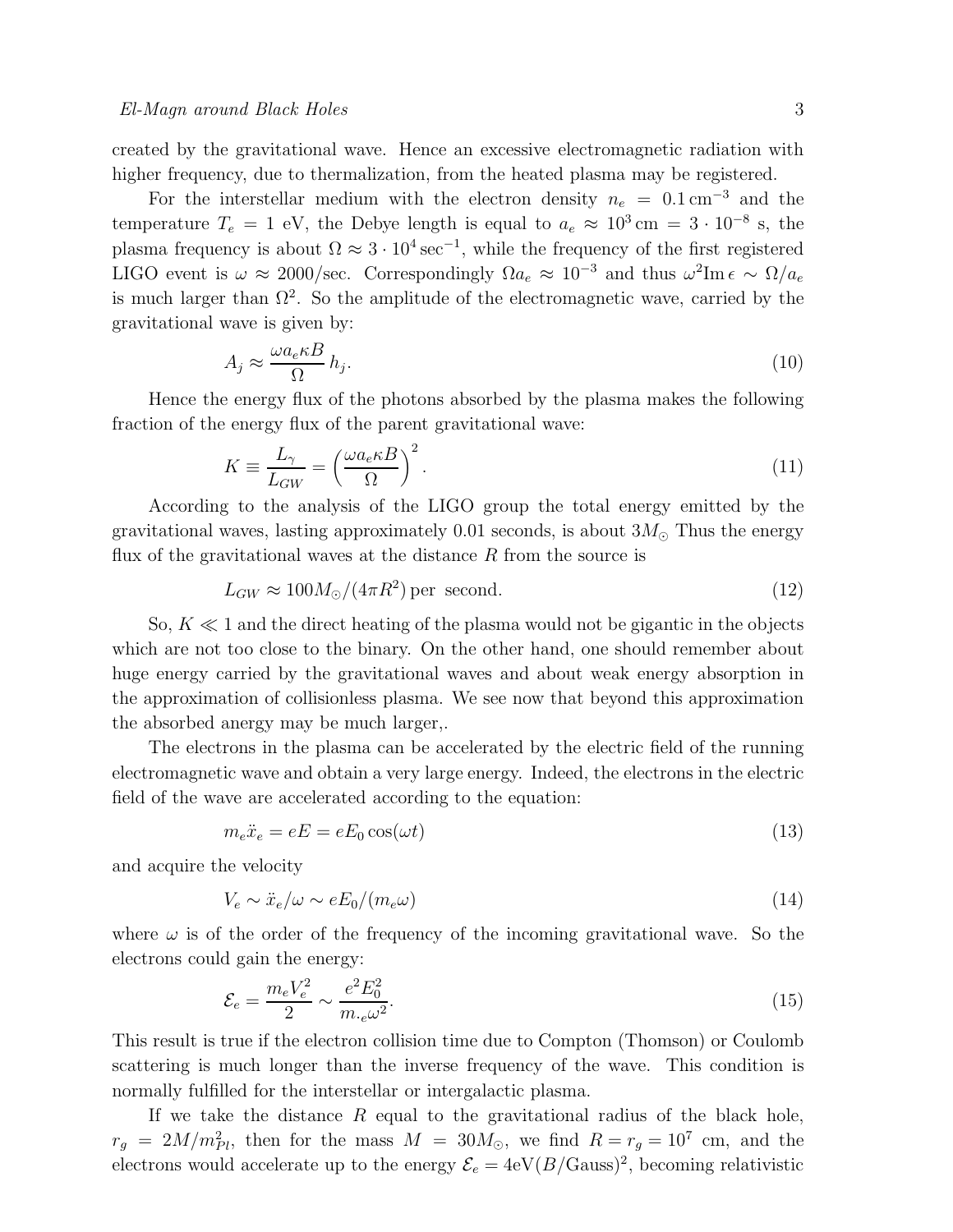created by the gravitational wave. Hence an excessive electromagnetic radiation with higher frequency, due to thermalization, from the heated plasma may be registered.

For the interstellar medium with the electron density $n_e = 0.1\,\text{cm}^{-3}$ and the temperature $T_e = 1$ eV, the Debye length is equal to $a_e \approx 10^3\,\text{cm} = 3 \cdot 10^{-8}$ s, the plasma frequency is about $\Omega \approx 3 \cdot 10^4\,\text{sec}^{-1}$, while the frequency of the first registered LIGO event is $\omega \approx 2000/\text{sec}$. Correspondingly $\Omega a_e \approx 10^{-3}$ and thus $\omega^2 \text{Im}\,\epsilon \sim \Omega/a_e$ is much larger than $\Omega^2$. So the amplitude of the electromagnetic wave, carried by the gravitational wave is given by:

$$A_j \approx \frac{\omega a_e \kappa B}{\Omega}\, h_j. \tag{10}$$

Hence the energy flux of the photons absorbed by the plasma makes the following fraction of the energy flux of the parent gravitational wave:

$$K \equiv \frac{L_\gamma}{L_{GW}} = \left(\frac{\omega a_e \kappa B}{\Omega}\right)^2. \tag{11}$$

According to the analysis of the LIGO group the total energy emitted by the gravitational waves, lasting approximately 0.01 seconds, is about $3M_\odot$ Thus the energy flux of the gravitational waves at the distance $R$ from the source is

$$L_{GW} \approx 100 M_\odot/(4\pi R^2)\,\text{per second}. \tag{12}$$

So, $K \ll 1$ and the direct heating of the plasma would not be gigantic in the objects which are not too close to the binary. On the other hand, one should remember about huge energy carried by the gravitational waves and about weak energy absorption in the approximation of collisionless plasma. We see now that beyond this approximation the absorbed anergy may be much larger,.

The electrons in the plasma can be accelerated by the electric field of the running electromagnetic wave and obtain a very large energy. Indeed, the electrons in the electric field of the wave are accelerated according to the equation:

$$m_e \ddot{x}_e = eE = eE_0 \cos(\omega t) \tag{13}$$

and acquire the velocity

$$V_e \sim \ddot{x}_e/\omega \sim eE_0/(m_e \omega) \tag{14}$$

where $\omega$ is of the order of the frequency of the incoming gravitational wave. So the electrons could gain the energy:

$$\mathcal{E}_e = \frac{m_e V_e^2}{2} \sim \frac{e^2 E_0^2}{m._e \omega^2}. \tag{15}$$

This result is true if the electron collision time due to Compton (Thomson) or Coulomb scattering is much longer than the inverse frequency of the wave. This condition is normally fulfilled for the interstellar or intergalactic plasma.

If we take the distance $R$ equal to the gravitational radius of the black hole, $r_g = 2M/m_{Pl}^2$, then for the mass $M = 30M_\odot$, we find $R = r_g = 10^7$ cm, and the electrons would accelerate up to the energy $\mathcal{E}_e = 4\text{eV}(B/\text{Gauss})^2$, becoming relativistic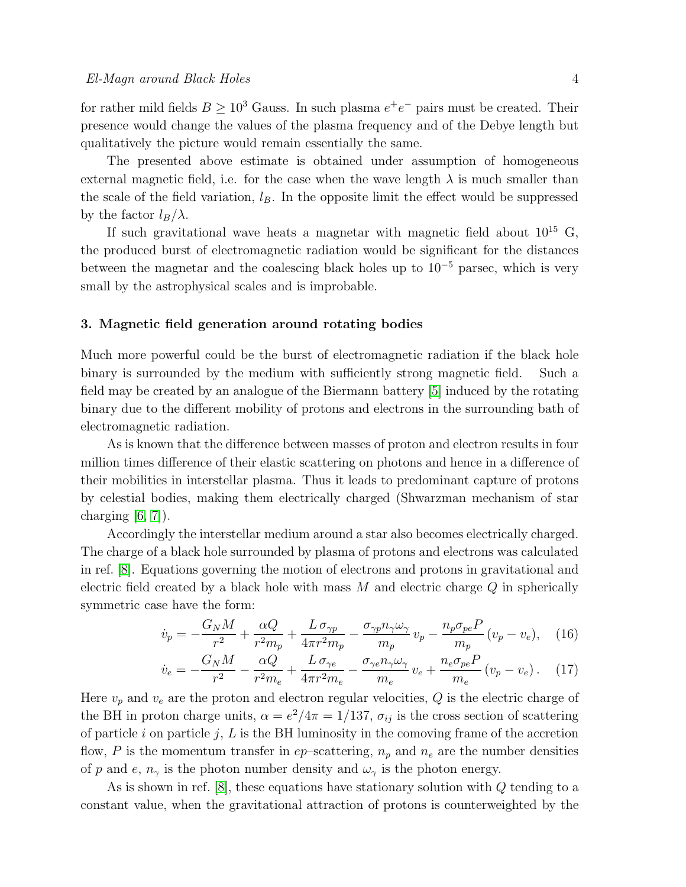for rather mild fields $B \geq 10^3$ Gauss. In such plasma $e^+e^-$ pairs must be created. Their presence would change the values of the plasma frequency and of the Debye length but qualitatively the picture would remain essentially the same.

The presented above estimate is obtained under assumption of homogeneous external magnetic field, i.e. for the case when the wave length $\lambda$ is much smaller than the scale of the field variation, $l_B$. In the opposite limit the effect would be suppressed by the factor $l_B/\lambda$.

If such gravitational wave heats a magnetar with magnetic field about $10^{15}$ G, the produced burst of electromagnetic radiation would be significant for the distances between the magnetar and the coalescing black holes up to $10^{-5}$ parsec, which is very small by the astrophysical scales and is improbable.

### 3. Magnetic field generation around rotating bodies

Much more powerful could be the burst of electromagnetic radiation if the black hole binary is surrounded by the medium with sufficiently strong magnetic field. Such a field may be created by an analogue of the Biermann battery [5] induced by the rotating binary due to the different mobility of protons and electrons in the surrounding bath of electromagnetic radiation.

As is known that the difference between masses of proton and electron results in four million times difference of their elastic scattering on photons and hence in a difference of their mobilities in interstellar plasma. Thus it leads to predominant capture of protons by celestial bodies, making them electrically charged (Shwarzman mechanism of star charging [6, 7]).

Accordingly the interstellar medium around a star also becomes electrically charged. The charge of a black hole surrounded by plasma of protons and electrons was calculated in ref. [8]. Equations governing the motion of electrons and protons in gravitational and electric field created by a black hole with mass $M$ and electric charge $Q$ in spherically symmetric case have the form:

$$\dot{v}_p = -\frac{G_N M}{r^2} + \frac{\alpha Q}{r^2 m_p} + \frac{L\,\sigma_{\gamma p}}{4\pi r^2 m_p} - \frac{\sigma_{\gamma p} n_\gamma \omega_\gamma}{m_p}\, v_p - \frac{n_p \sigma_{pe} P}{m_p}\,(v_p - v_e), \quad (16)$$

$$\dot{v}_e = -\frac{G_N M}{r^2} - \frac{\alpha Q}{r^2 m_e} + \frac{L\,\sigma_{\gamma e}}{4\pi r^2 m_e} - \frac{\sigma_{\gamma e} n_\gamma \omega_\gamma}{m_e}\, v_e + \frac{n_e \sigma_{pe} P}{m_e}\,(v_p - v_e)\,. \quad (17)$$

Here $v_p$ and $v_e$ are the proton and electron regular velocities, $Q$ is the electric charge of the BH in proton charge units, $\alpha = e^2/4\pi = 1/137$, $\sigma_{ij}$ is the cross section of scattering of particle $i$ on particle $j$, $L$ is the BH luminosity in the comoving frame of the accretion flow, $P$ is the momentum transfer in $ep$–scattering, $n_p$ and $n_e$ are the number densities of $p$ and $e$, $n_\gamma$ is the photon number density and $\omega_\gamma$ is the photon energy.

As is shown in ref. [8], these equations have stationary solution with $Q$ tending to a constant value, when the gravitational attraction of protons is counterweighted by the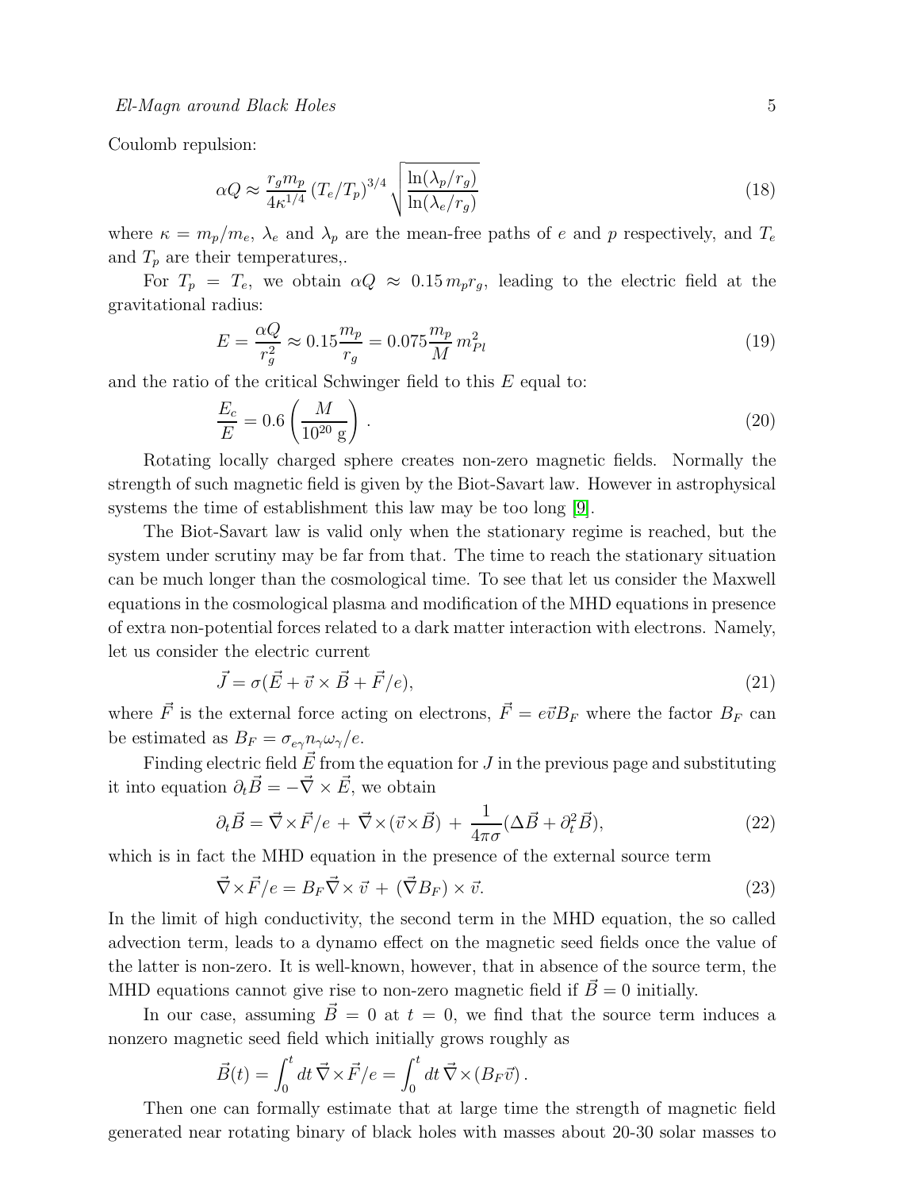Coulomb repulsion:

$$\alpha Q \approx \frac{r_g m_p}{4\kappa^{1/4}} \left(T_e/T_p\right)^{3/4} \sqrt{\frac{\ln(\lambda_p/r_g)}{\ln(\lambda_e/r_g)}} \tag{18}$$

where $\kappa = m_p/m_e$, $\lambda_e$ and $\lambda_p$ are the mean-free paths of $e$ and $p$ respectively, and $T_e$ and $T_p$ are their temperatures,.

For $T_p = T_e$, we obtain $\alpha Q \approx 0.15\, m_p r_g$, leading to the electric field at the gravitational radius:

$$E = \frac{\alpha Q}{r_g^2} \approx 0.15 \frac{m_p}{r_g} = 0.075 \frac{m_p}{M}\, m_{Pl}^2 \tag{19}$$

and the ratio of the critical Schwinger field to this $E$ equal to:

$$\frac{E_c}{E} = 0.6 \left(\frac{M}{10^{20}\ \mathrm{g}}\right). \tag{20}$$

Rotating locally charged sphere creates non-zero magnetic fields. Normally the strength of such magnetic field is given by the Biot-Savart law. However in astrophysical systems the time of establishment this law may be too long [9].

The Biot-Savart law is valid only when the stationary regime is reached, but the system under scrutiny may be far from that. The time to reach the stationary situation can be much longer than the cosmological time. To see that let us consider the Maxwell equations in the cosmological plasma and modification of the MHD equations in presence of extra non-potential forces related to a dark matter interaction with electrons. Namely, let us consider the electric current

$$\vec{J} = \sigma(\vec{E} + \vec{v} \times \vec{B} + \vec{F}/e), \tag{21}$$

where $\vec{F}$ is the external force acting on electrons, $\vec{F} = e\vec{v}B_F$ where the factor $B_F$ can be estimated as $B_F = \sigma_{e\gamma} n_\gamma \omega_\gamma / e$.

Finding electric field $\vec{E}$ from the equation for $J$ in the previous page and substituting it into equation $\partial_t \vec{B} = -\vec{\nabla} \times \vec{E}$, we obtain

$$\partial_t \vec{B} = \vec{\nabla} \times \vec{F}/e + \vec{\nabla} \times (\vec{v} \times \vec{B}) + \frac{1}{4\pi\sigma}(\Delta \vec{B} + \partial_t^2 \vec{B}), \tag{22}$$

which is in fact the MHD equation in the presence of the external source term

$$\vec{\nabla} \times \vec{F}/e = B_F \vec{\nabla} \times \vec{v} + (\vec{\nabla} B_F) \times \vec{v}. \tag{23}$$

In the limit of high conductivity, the second term in the MHD equation, the so called advection term, leads to a dynamo effect on the magnetic seed fields once the value of the latter is non-zero. It is well-known, however, that in absence of the source term, the MHD equations cannot give rise to non-zero magnetic field if $\vec{B} = 0$ initially.

In our case, assuming $\vec{B} = 0$ at $t = 0$, we find that the source term induces a nonzero magnetic seed field which initially grows roughly as

$$\vec{B}(t) = \int_0^t dt\, \vec{\nabla} \times \vec{F}/e = \int_0^t dt\, \vec{\nabla} \times (B_F \vec{v}).$$

Then one can formally estimate that at large time the strength of magnetic field generated near rotating binary of black holes with masses about 20-30 solar masses to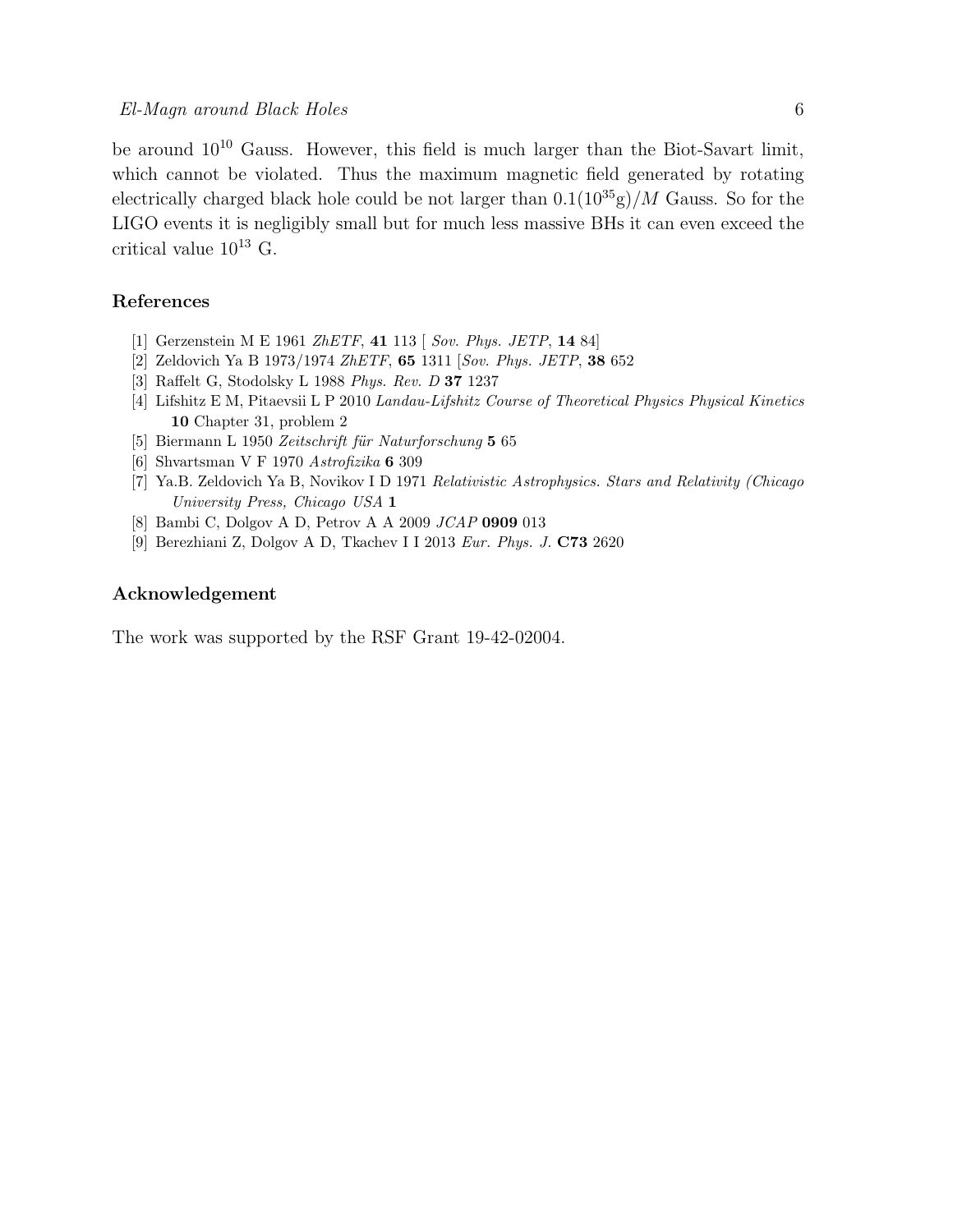be around $10^{10}$ Gauss. However, this field is much larger than the Biot-Savart limit, which cannot be violated. Thus the maximum magnetic field generated by rotating electrically charged black hole could be not larger than $0.1(10^{35}\text{g})/M$ Gauss. So for the LIGO events it is negligibly small but for much less massive BHs it can even exceed the critical value $10^{13}$ G.

## References

[1] Gerzenstein M E 1961 *ZhETF*, **41** 113 [ *Sov. Phys. JETP*, **14** 84]

[2] Zeldovich Ya B 1973/1974 *ZhETF*, **65** 1311 [*Sov. Phys. JETP*, **38** 652

[3] Raffelt G, Stodolsky L 1988 *Phys. Rev. D* **37** 1237

[4] Lifshitz E M, Pitaevsii L P 2010 *Landau-Lifshitz Course of Theoretical Physics Physical Kinetics* **10** Chapter 31, problem 2

[5] Biermann L 1950 *Zeitschrift für Naturforschung* **5** 65

[6] Shvartsman V F 1970 *Astrofizika* **6** 309

[7] Ya.B. Zeldovich Ya B, Novikov I D 1971 *Relativistic Astrophysics. Stars and Relativity (Chicago University Press, Chicago USA* **1**

[8] Bambi C, Dolgov A D, Petrov A A 2009 *JCAP* **0909** 013

[9] Berezhiani Z, Dolgov A D, Tkachev I I 2013 *Eur. Phys. J.* **C73** 2620

## Acknowledgement

The work was supported by the RSF Grant 19-42-02004.